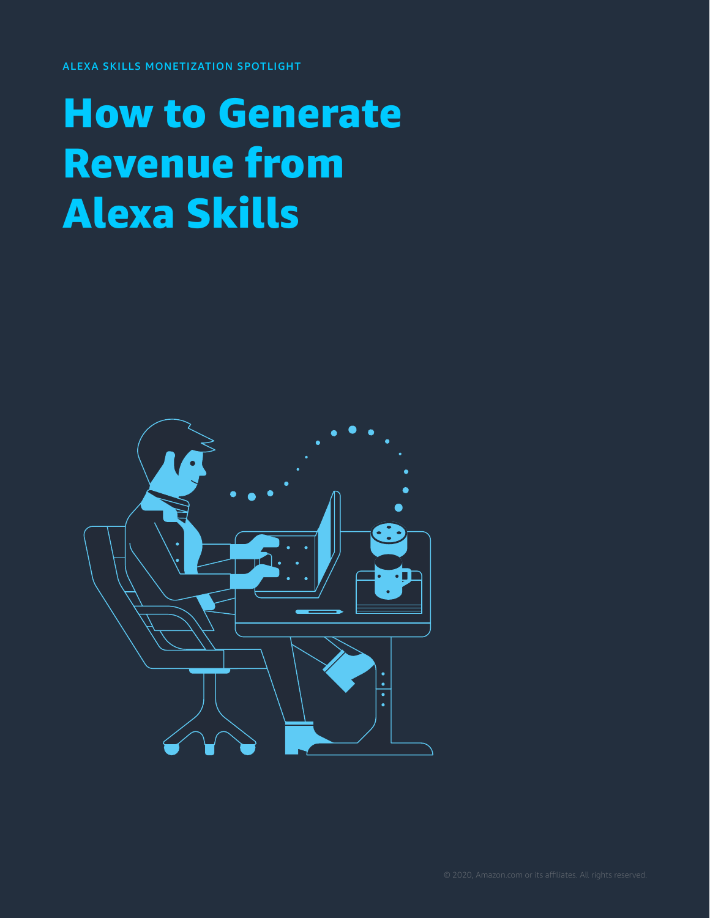ALEXA SKILLS MONETIZATION SPOTLIGHT

# How to Generate Revenue from Alexa Skills

© 2020, Amazon.com or its affiliates. All rights reserved.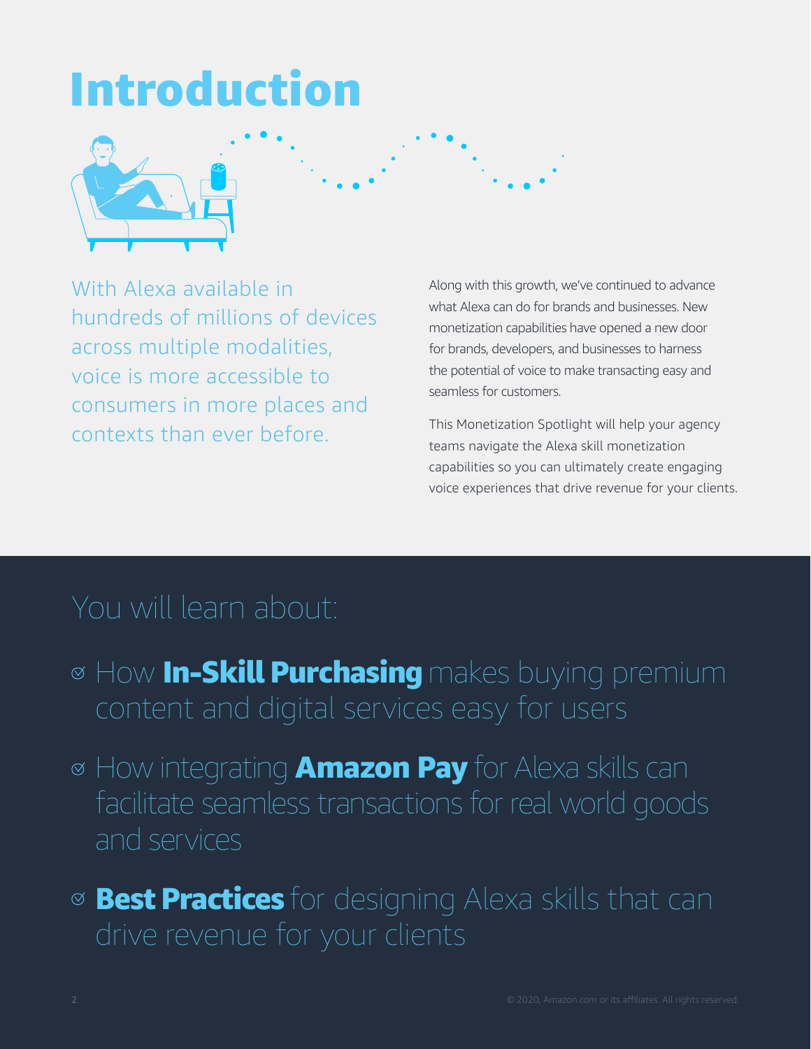# Introduction

With Alexa available in hundreds of millions of devices across multiple modalities, voice is more accessible to consumers in more places and contexts than ever before.

Along with this growth, we've continued to advance what Alexa can do for brands and businesses. New monetization capabilities have opened a new door for brands, developers, and businesses to harness the potential of voice to make transacting easy and seamless for customers.

This Monetization Spotlight will help your agency teams navigate the Alexa skill monetization capabilities so you can ultimately create engaging voice experiences that drive revenue for your clients.

## You will learn about:

- How **In-Skill Purchasing** makes buying premium content and digital services easy for users
- How integrating **Amazon Pay** for Alexa skills can facilitate seamless transactions for real world goods and services
- **Best Practices** for designing Alexa skills that can drive revenue for your clients

© 2020, Amazon.com or its affiliates. All rights reserved.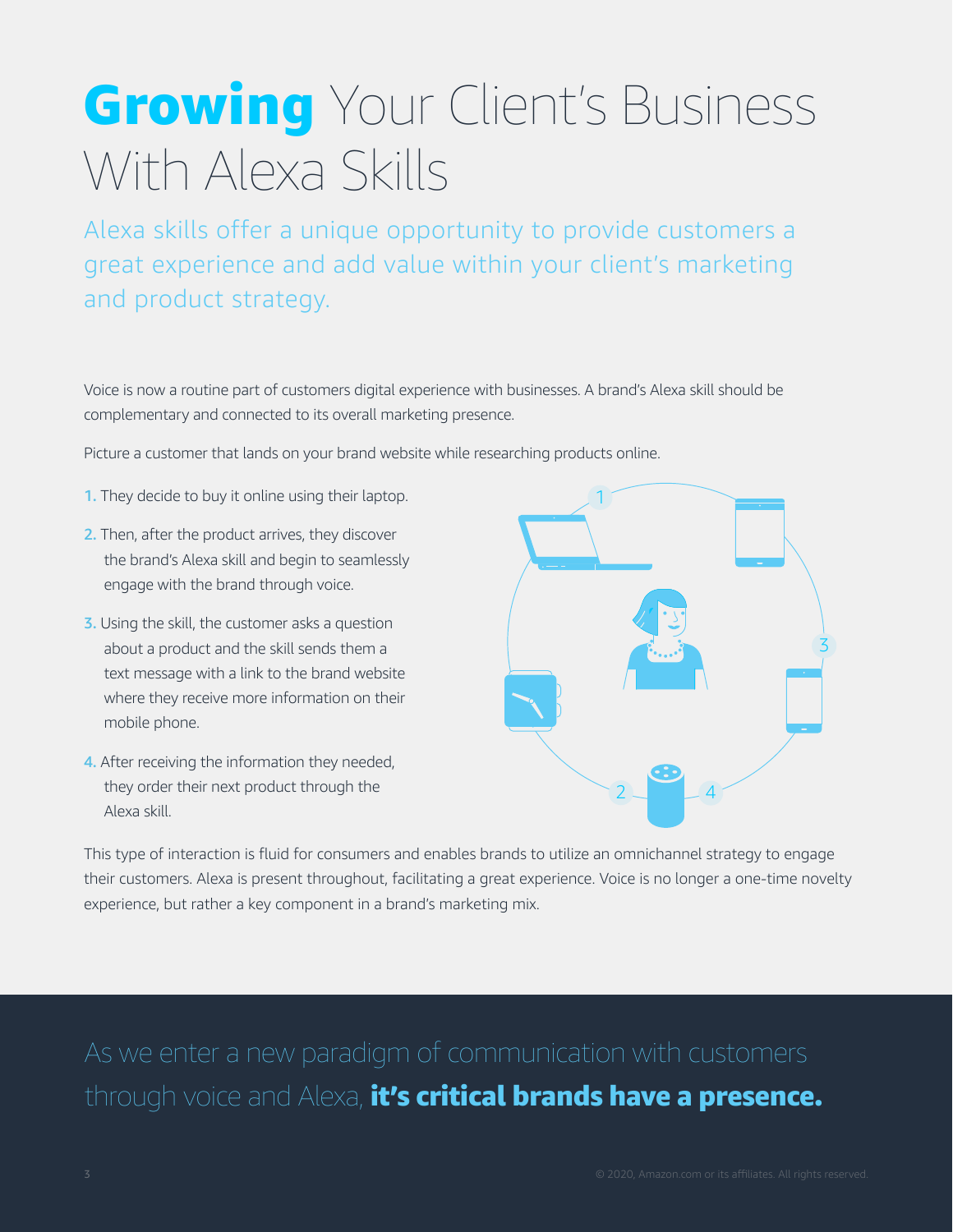# **Growing** Your Client's Business With Alexa Skills

Alexa skills offer a unique opportunity to provide customers a great experience and add value within your client's marketing and product strategy.

Voice is now a routine part of customers digital experience with businesses. A brand's Alexa skill should be complementary and connected to its overall marketing presence.

Picture a customer that lands on your brand website while researching products online.

1. They decide to buy it online using their laptop.
2. Then, after the product arrives, they discover the brand's Alexa skill and begin to seamlessly engage with the brand through voice.
3. Using the skill, the customer asks a question about a product and the skill sends them a text message with a link to the brand website where they receive more information on their mobile phone.
4. After receiving the information they needed, they order their next product through the Alexa skill.

This type of interaction is fluid for consumers and enables brands to utilize an omnichannel strategy to engage their customers. Alexa is present throughout, facilitating a great experience. Voice is no longer a one-time novelty experience, but rather a key component in a brand's marketing mix.

As we enter a new paradigm of communication with customers through voice and Alexa, **it's critical brands have a presence.**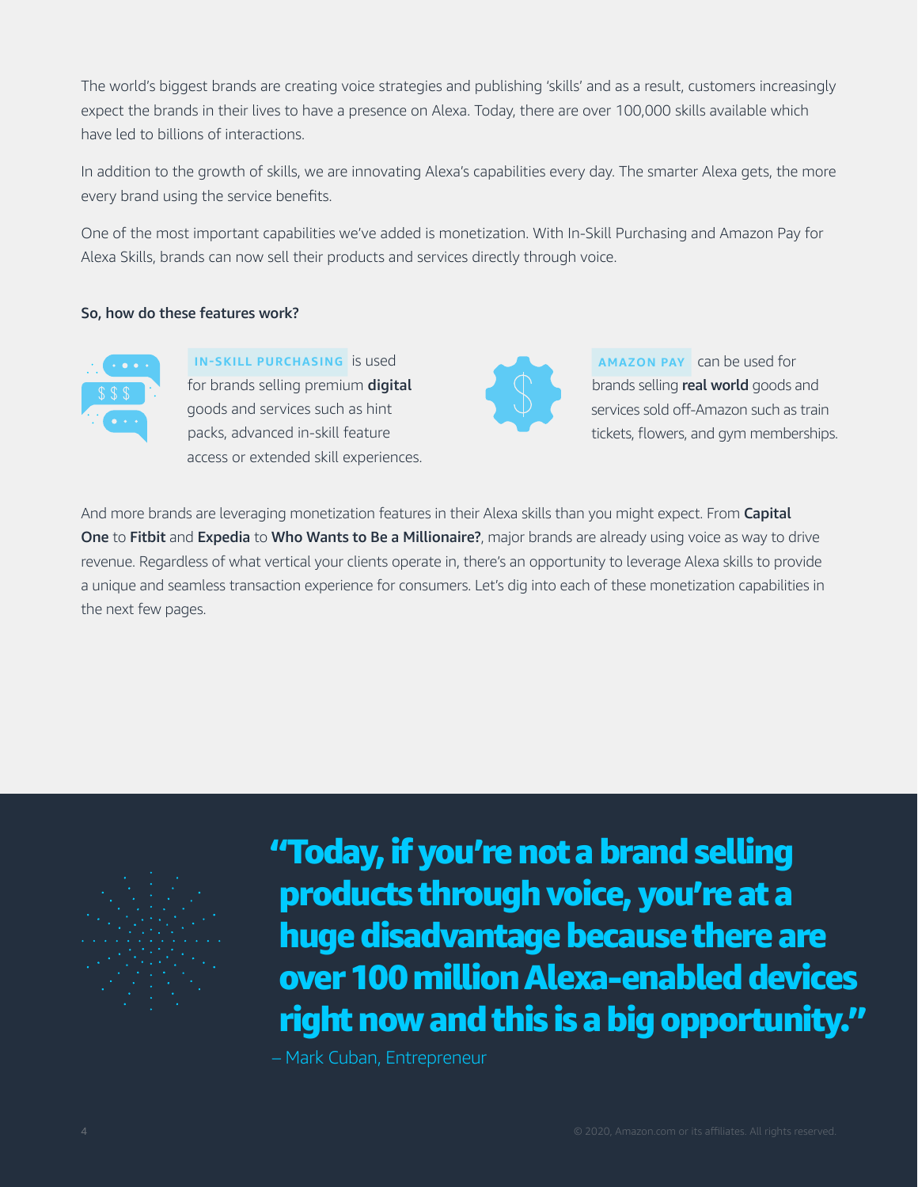The world's biggest brands are creating voice strategies and publishing 'skills' and as a result, customers increasingly expect the brands in their lives to have a presence on Alexa. Today, there are over 100,000 skills available which have led to billions of interactions.

In addition to the growth of skills, we are innovating Alexa's capabilities every day. The smarter Alexa gets, the more every brand using the service benefits.

One of the most important capabilities we've added is monetization. With In-Skill Purchasing and Amazon Pay for Alexa Skills, brands can now sell their products and services directly through voice.

**So, how do these features work?**

**IN-SKILL PURCHASING** is used for brands selling premium **digital** goods and services such as hint packs, advanced in-skill feature access or extended skill experiences.

**AMAZON PAY** can be used for brands selling **real world** goods and services sold off-Amazon such as train tickets, flowers, and gym memberships.

And more brands are leveraging monetization features in their Alexa skills than you might expect. From **Capital One** to **Fitbit** and **Expedia** to **Who Wants to Be a Millionaire?**, major brands are already using voice as way to drive revenue. Regardless of what vertical your clients operate in, there's an opportunity to leverage Alexa skills to provide a unique and seamless transaction experience for consumers. Let's dig into each of these monetization capabilities in the next few pages.

> **"Today, if you're not a brand selling products through voice, you're at a huge disadvantage because there are over 100 million Alexa-enabled devices right now and this is a big opportunity."**
>
> – Mark Cuban, Entrepreneur

© 2020, Amazon.com or its affiliates. All rights reserved.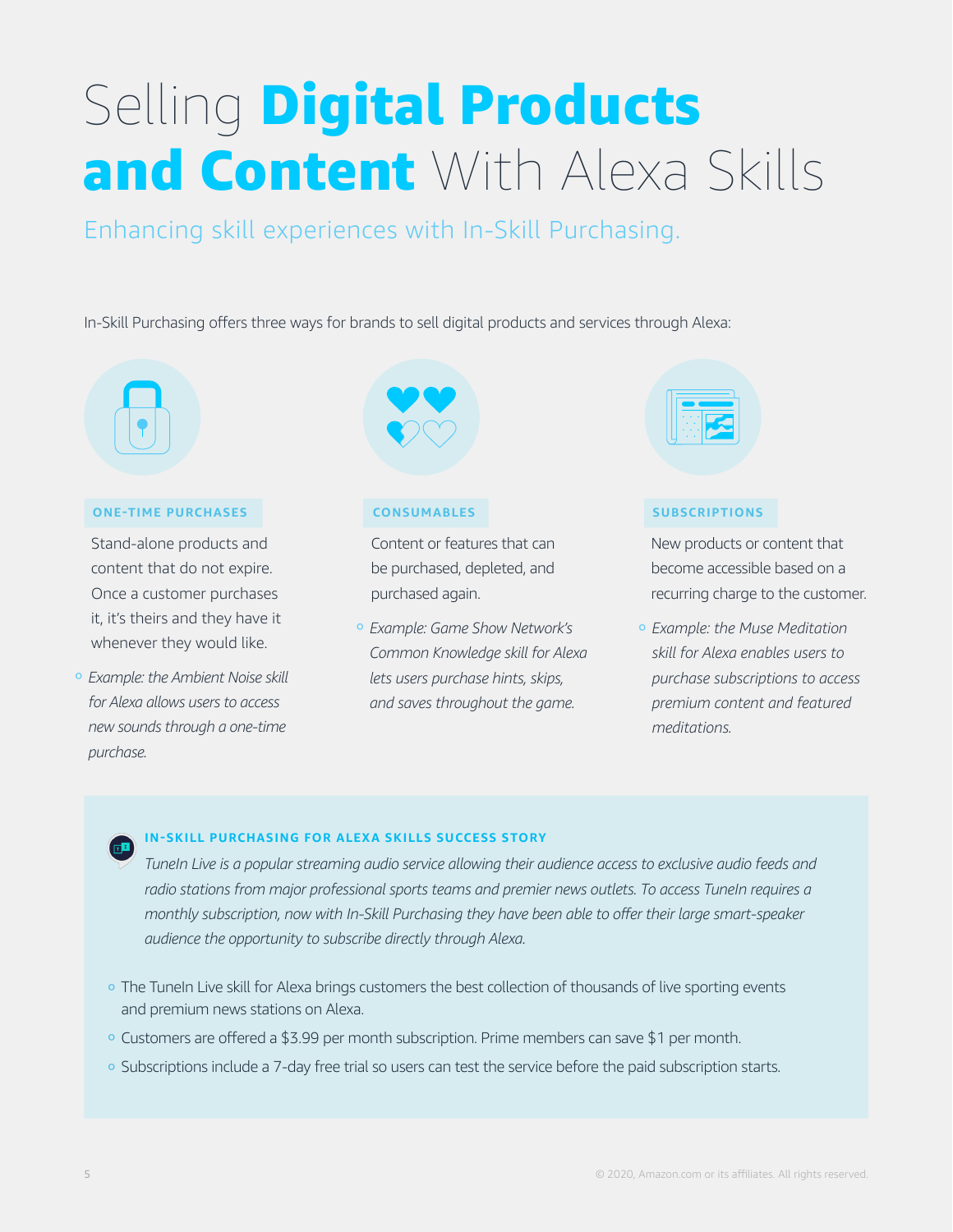# Selling **Digital Products and Content** With Alexa Skills

## Enhancing skill experiences with In-Skill Purchasing.

In-Skill Purchasing offers three ways for brands to sell digital products and services through Alexa:

### ONE-TIME PURCHASES

Stand-alone products and content that do not expire. Once a customer purchases it, it's theirs and they have it whenever they would like.

- *Example: the Ambient Noise skill for Alexa allows users to access new sounds through a one-time purchase.*

### CONSUMABLES

Content or features that can be purchased, depleted, and purchased again.

- *Example: Game Show Network's Common Knowledge skill for Alexa lets users purchase hints, skips, and saves throughout the game.*

### SUBSCRIPTIONS

New products or content that become accessible based on a recurring charge to the customer.

- *Example: the Muse Meditation skill for Alexa enables users to purchase subscriptions to access premium content and featured meditations.*

### IN-SKILL PURCHASING FOR ALEXA SKILLS SUCCESS STORY

*TuneIn Live is a popular streaming audio service allowing their audience access to exclusive audio feeds and radio stations from major professional sports teams and premier news outlets. To access TuneIn requires a monthly subscription, now with In-Skill Purchasing they have been able to offer their large smart-speaker audience the opportunity to subscribe directly through Alexa.*

- The TuneIn Live skill for Alexa brings customers the best collection of thousands of live sporting events and premium news stations on Alexa.
- Customers are offered a $3.99 per month subscription. Prime members can save $1 per month.
- Subscriptions include a 7-day free trial so users can test the service before the paid subscription starts.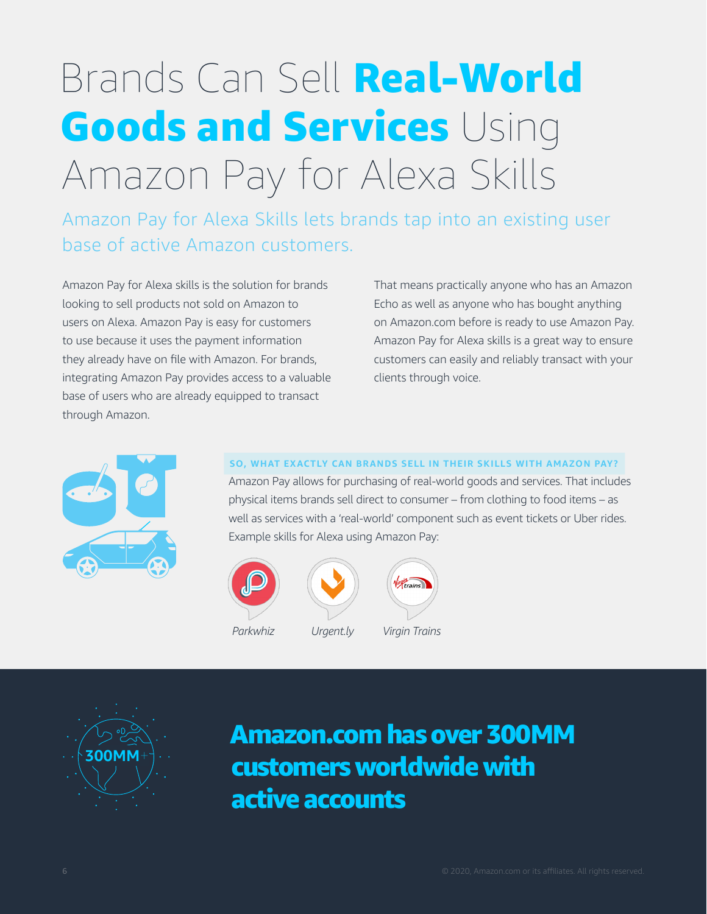# Brands Can Sell **Real-World Goods and Services** Using Amazon Pay for Alexa Skills

## Amazon Pay for Alexa Skills lets brands tap into an existing user base of active Amazon customers.

Amazon Pay for Alexa skills is the solution for brands looking to sell products not sold on Amazon to users on Alexa. Amazon Pay is easy for customers to use because it uses the payment information they already have on file with Amazon. For brands, integrating Amazon Pay provides access to a valuable base of users who are already equipped to transact through Amazon.

That means practically anyone who has an Amazon Echo as well as anyone who has bought anything on Amazon.com before is ready to use Amazon Pay. Amazon Pay for Alexa skills is a great way to ensure customers can easily and reliably transact with your clients through voice.

### SO, WHAT EXACTLY CAN BRANDS SELL IN THEIR SKILLS WITH AMAZON PAY?

Amazon Pay allows for purchasing of real-world goods and services. That includes physical items brands sell direct to consumer – from clothing to food items – as well as services with a 'real-world' component such as event tickets or Uber rides. Example skills for Alexa using Amazon Pay:

*Parkwhiz*

*Urgent.ly*

*Virgin Trains*

300MM+

**Amazon.com has over 300MM customers worldwide with active accounts**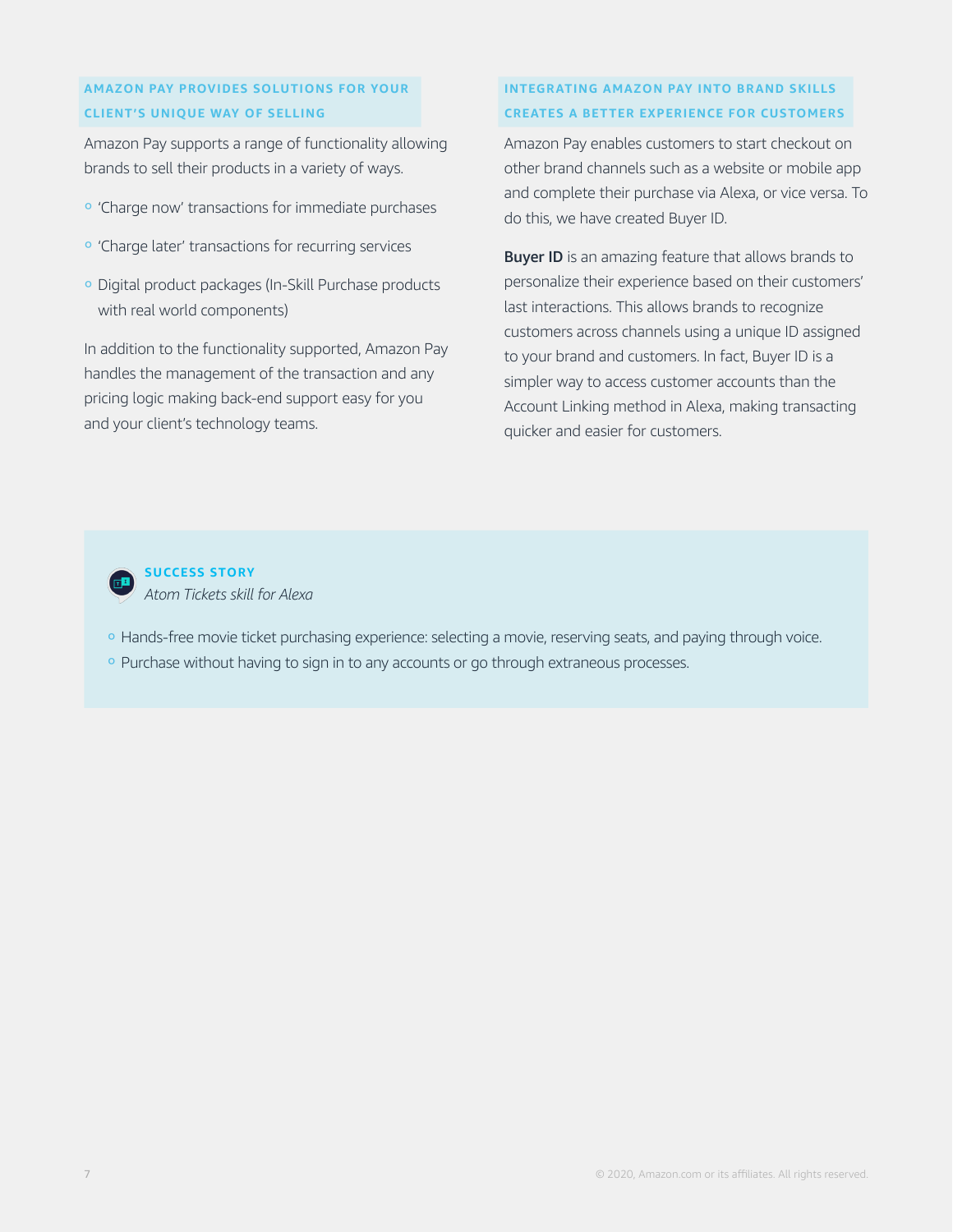## AMAZON PAY PROVIDES SOLUTIONS FOR YOUR CLIENT'S UNIQUE WAY OF SELLING

Amazon Pay supports a range of functionality allowing brands to sell their products in a variety of ways.

- 'Charge now' transactions for immediate purchases
- 'Charge later' transactions for recurring services
- Digital product packages (In-Skill Purchase products with real world components)

In addition to the functionality supported, Amazon Pay handles the management of the transaction and any pricing logic making back-end support easy for you and your client's technology teams.

## INTEGRATING AMAZON PAY INTO BRAND SKILLS CREATES A BETTER EXPERIENCE FOR CUSTOMERS

Amazon Pay enables customers to start checkout on other brand channels such as a website or mobile app and complete their purchase via Alexa, or vice versa. To do this, we have created Buyer ID.

**Buyer ID** is an amazing feature that allows brands to personalize their experience based on their customers' last interactions. This allows brands to recognize customers across channels using a unique ID assigned to your brand and customers. In fact, Buyer ID is a simpler way to access customer accounts than the Account Linking method in Alexa, making transacting quicker and easier for customers.

### SUCCESS STORY

*Atom Tickets skill for Alexa*

- Hands-free movie ticket purchasing experience: selecting a movie, reserving seats, and paying through voice.
- Purchase without having to sign in to any accounts or go through extraneous processes.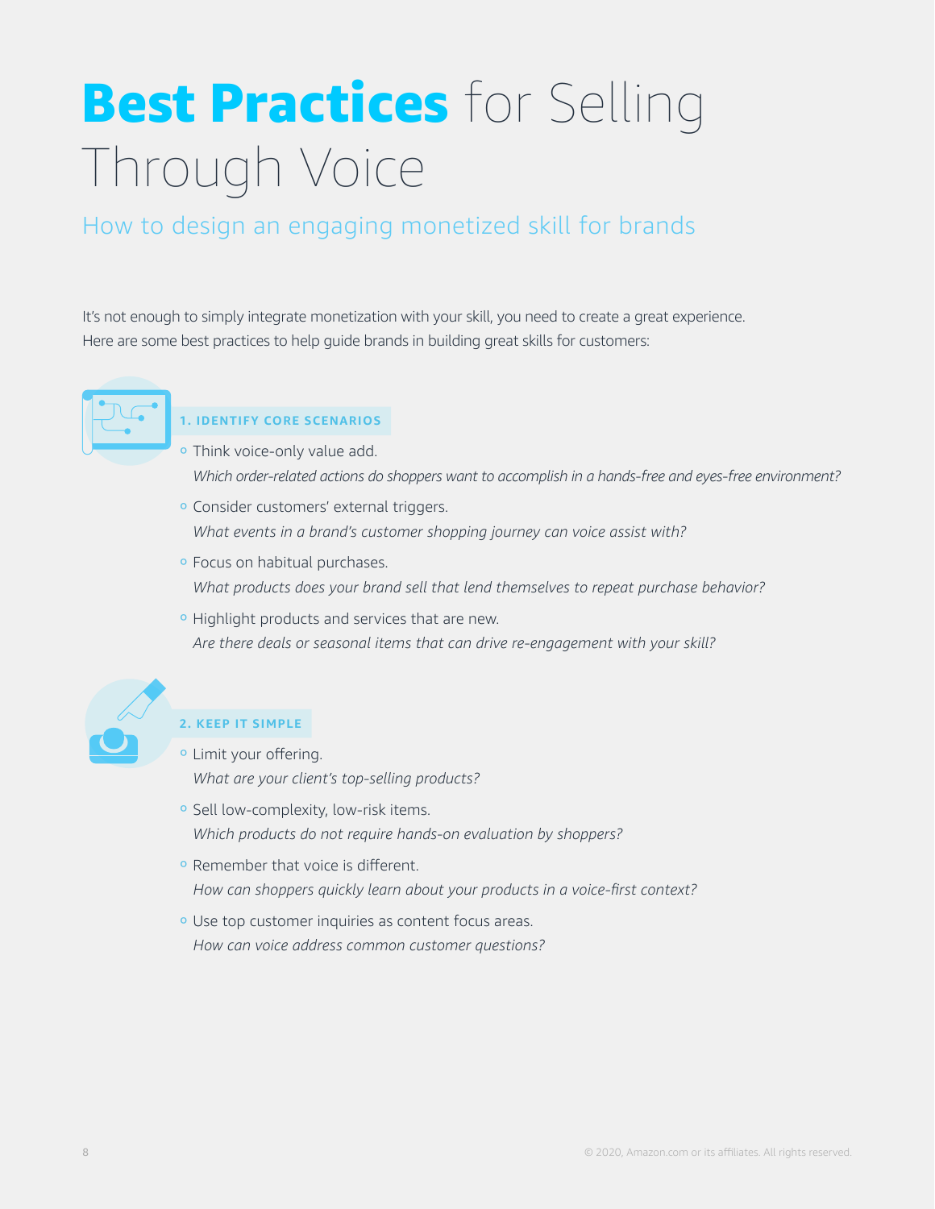# **Best Practices** for Selling Through Voice

## How to design an engaging monetized skill for brands

It's not enough to simply integrate monetization with your skill, you need to create a great experience. Here are some best practices to help guide brands in building great skills for customers:

### 1. IDENTIFY CORE SCENARIOS

- Think voice-only value add.
  *Which order-related actions do shoppers want to accomplish in a hands-free and eyes-free environment?*
- Consider customers' external triggers.
  *What events in a brand's customer shopping journey can voice assist with?*
- Focus on habitual purchases.
  *What products does your brand sell that lend themselves to repeat purchase behavior?*
- Highlight products and services that are new.
  *Are there deals or seasonal items that can drive re-engagement with your skill?*

### 2. KEEP IT SIMPLE

- Limit your offering.
  *What are your client's top-selling products?*
- Sell low-complexity, low-risk items.
  *Which products do not require hands-on evaluation by shoppers?*
- Remember that voice is different.
  *How can shoppers quickly learn about your products in a voice-first context?*
- Use top customer inquiries as content focus areas.
  *How can voice address common customer questions?*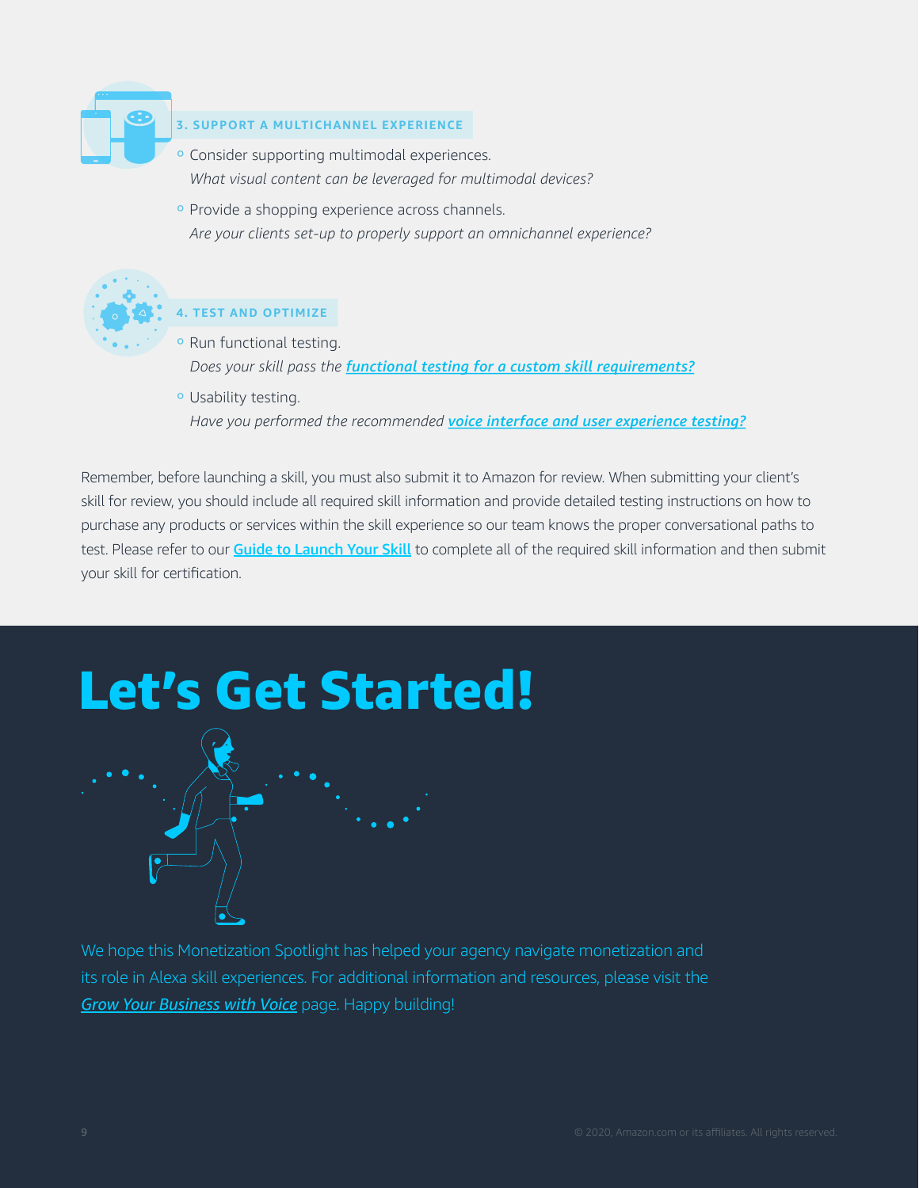### 3. SUPPORT A MULTICHANNEL EXPERIENCE

- Consider supporting multimodal experiences.
  *What visual content can be leveraged for multimodal devices?*
- Provide a shopping experience across channels.
  *Are your clients set-up to properly support an omnichannel experience?*

### 4. TEST AND OPTIMIZE

- Run functional testing.
  *Does your skill pass the **functional testing for a custom skill requirements?***
- Usability testing.
  *Have you performed the recommended **voice interface and user experience testing?***

Remember, before launching a skill, you must also submit it to Amazon for review. When submitting your client's skill for review, you should include all required skill information and provide detailed testing instructions on how to purchase any products or services within the skill experience so our team knows the proper conversational paths to test. Please refer to our **Guide to Launch Your Skill** to complete all of the required skill information and then submit your skill for certification.

# Let's Get Started!

We hope this Monetization Spotlight has helped your agency navigate monetization and its role in Alexa skill experiences. For additional information and resources, please visit the *Grow Your Business with Voice* page. Happy building!

© 2020, Amazon.com or its affiliates. All rights reserved.